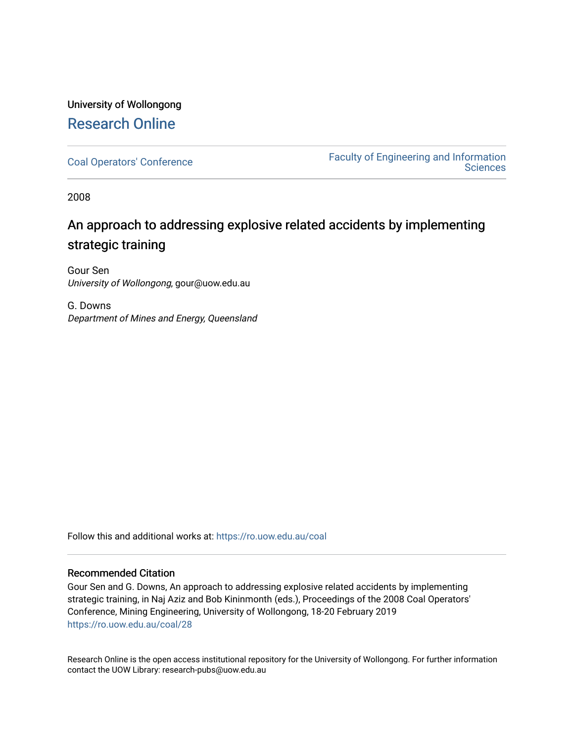University of Wollongong

# Research Online

Coal Operators' Conference | Faculty of Engineering and Information Sciences

2008

## An approach to addressing explosive related accidents by implementing strategic training

Gour Sen
*University of Wollongong*, gour@uow.edu.au

G. Downs
*Department of Mines and Energy, Queensland*

Follow this and additional works at: https://ro.uow.edu.au/coal

### Recommended Citation

Gour Sen and G. Downs, An approach to addressing explosive related accidents by implementing strategic training, in Naj Aziz and Bob Kininmonth (eds.), Proceedings of the 2008 Coal Operators' Conference, Mining Engineering, University of Wollongong, 18-20 February 2019
https://ro.uow.edu.au/coal/28

Research Online is the open access institutional repository for the University of Wollongong. For further information contact the UOW Library: research-pubs@uow.edu.au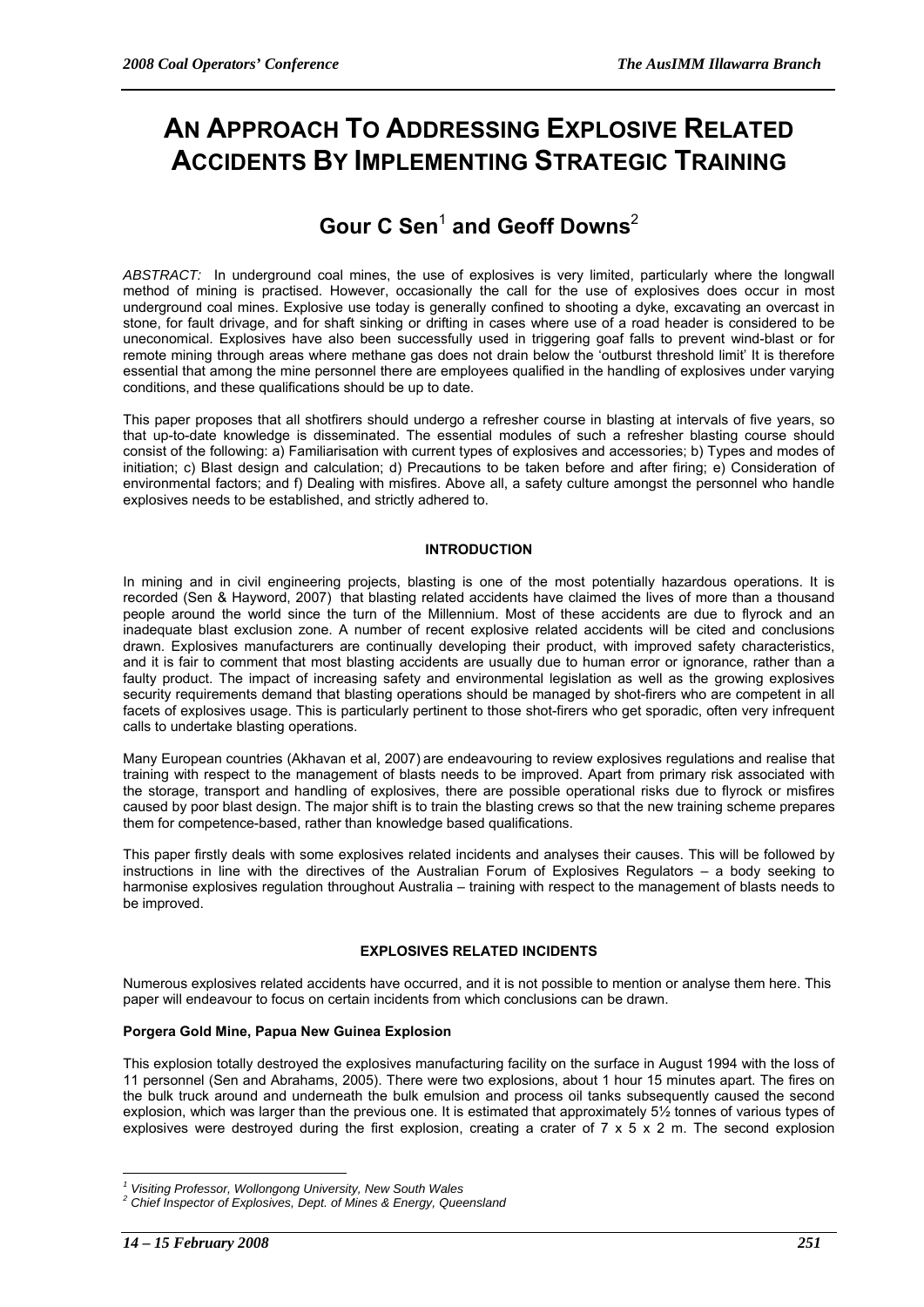# AN APPROACH TO ADDRESSING EXPLOSIVE RELATED ACCIDENTS BY IMPLEMENTING STRATEGIC TRAINING

## Gour C Sen[1] and Geoff Downs[2]

*ABSTRACT:* In underground coal mines, the use of explosives is very limited, particularly where the longwall method of mining is practised. However, occasionally the call for the use of explosives does occur in most underground coal mines. Explosive use today is generally confined to shooting a dyke, excavating an overcast in stone, for fault drivage, and for shaft sinking or drifting in cases where use of a road header is considered to be uneconomical. Explosives have also been successfully used in triggering goaf falls to prevent wind-blast or for remote mining through areas where methane gas does not drain below the 'outburst threshold limit' It is therefore essential that among the mine personnel there are employees qualified in the handling of explosives under varying conditions, and these qualifications should be up to date.

This paper proposes that all shotfirers should undergo a refresher course in blasting at intervals of five years, so that up-to-date knowledge is disseminated. The essential modules of such a refresher blasting course should consist of the following: a) Familiarisation with current types of explosives and accessories; b) Types and modes of initiation; c) Blast design and calculation; d) Precautions to be taken before and after firing; e) Consideration of environmental factors; and f) Dealing with misfires. Above all, a safety culture amongst the personnel who handle explosives needs to be established, and strictly adhered to.

### INTRODUCTION

In mining and in civil engineering projects, blasting is one of the most potentially hazardous operations. It is recorded (Sen & Hayword, 2007) that blasting related accidents have claimed the lives of more than a thousand people around the world since the turn of the Millennium. Most of these accidents are due to flyrock and an inadequate blast exclusion zone. A number of recent explosive related accidents will be cited and conclusions drawn. Explosives manufacturers are continually developing their product, with improved safety characteristics, and it is fair to comment that most blasting accidents are usually due to human error or ignorance, rather than a faulty product. The impact of increasing safety and environmental legislation as well as the growing explosives security requirements demand that blasting operations should be managed by shot-firers who are competent in all facets of explosives usage. This is particularly pertinent to those shot-firers who get sporadic, often very infrequent calls to undertake blasting operations.

Many European countries (Akhavan et al, 2007) are endeavouring to review explosives regulations and realise that training with respect to the management of blasts needs to be improved. Apart from primary risk associated with the storage, transport and handling of explosives, there are possible operational risks due to flyrock or misfires caused by poor blast design. The major shift is to train the blasting crews so that the new training scheme prepares them for competence-based, rather than knowledge based qualifications.

This paper firstly deals with some explosives related incidents and analyses their causes. This will be followed by instructions in line with the directives of the Australian Forum of Explosives Regulators – a body seeking to harmonise explosives regulation throughout Australia – training with respect to the management of blasts needs to be improved.

### EXPLOSIVES RELATED INCIDENTS

Numerous explosives related accidents have occurred, and it is not possible to mention or analyse them here. This paper will endeavour to focus on certain incidents from which conclusions can be drawn.

#### Porgera Gold Mine, Papua New Guinea Explosion

This explosion totally destroyed the explosives manufacturing facility on the surface in August 1994 with the loss of 11 personnel (Sen and Abrahams, 2005). There were two explosions, about 1 hour 15 minutes apart. The fires on the bulk truck around and underneath the bulk emulsion and process oil tanks subsequently caused the second explosion, which was larger than the previous one. It is estimated that approximately 5½ tonnes of various types of explosives were destroyed during the first explosion, creating a crater of 7 x 5 x 2 m. The second explosion

---

[1] *Visiting Professor, Wollongong University, New South Wales*
[2] *Chief Inspector of Explosives, Dept. of Mines & Energy, Queensland*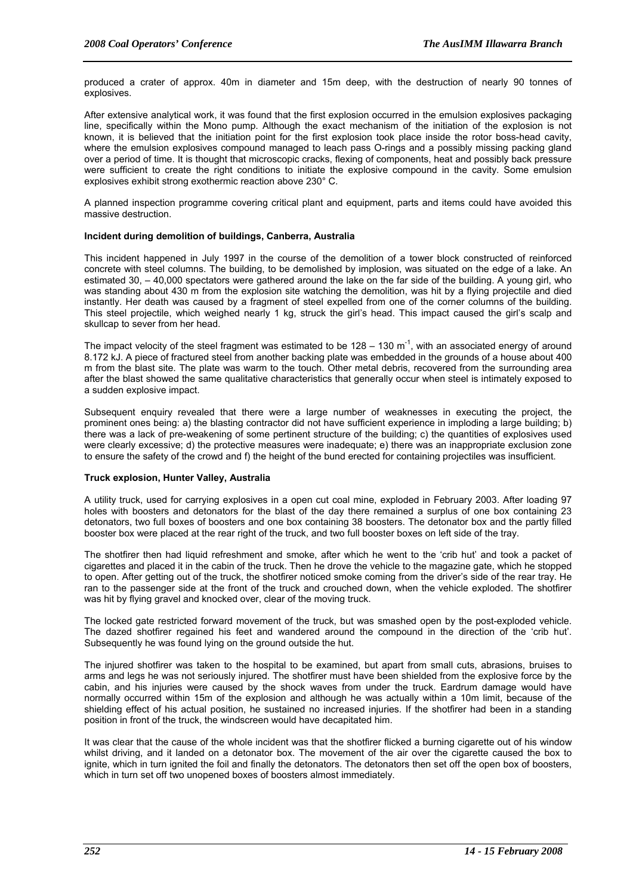produced a crater of approx. 40m in diameter and 15m deep, with the destruction of nearly 90 tonnes of explosives.

After extensive analytical work, it was found that the first explosion occurred in the emulsion explosives packaging line, specifically within the Mono pump. Although the exact mechanism of the initiation of the explosion is not known, it is believed that the initiation point for the first explosion took place inside the rotor boss-head cavity, where the emulsion explosives compound managed to leach pass O-rings and a possibly missing packing gland over a period of time. It is thought that microscopic cracks, flexing of components, heat and possibly back pressure were sufficient to create the right conditions to initiate the explosive compound in the cavity. Some emulsion explosives exhibit strong exothermic reaction above 230° C.

A planned inspection programme covering critical plant and equipment, parts and items could have avoided this massive destruction.

**Incident during demolition of buildings, Canberra, Australia**

This incident happened in July 1997 in the course of the demolition of a tower block constructed of reinforced concrete with steel columns. The building, to be demolished by implosion, was situated on the edge of a lake. An estimated 30, – 40,000 spectators were gathered around the lake on the far side of the building. A young girl, who was standing about 430 m from the explosion site watching the demolition, was hit by a flying projectile and died instantly. Her death was caused by a fragment of steel expelled from one of the corner columns of the building. This steel projectile, which weighed nearly 1 kg, struck the girl's head. This impact caused the girl's scalp and skullcap to sever from her head.

The impact velocity of the steel fragment was estimated to be 128 – 130 $m^{-1}$, with an associated energy of around 8.172 kJ. A piece of fractured steel from another backing plate was embedded in the grounds of a house about 400 m from the blast site. The plate was warm to the touch. Other metal debris, recovered from the surrounding area after the blast showed the same qualitative characteristics that generally occur when steel is intimately exposed to a sudden explosive impact.

Subsequent enquiry revealed that there were a large number of weaknesses in executing the project, the prominent ones being: a) the blasting contractor did not have sufficient experience in imploding a large building; b) there was a lack of pre-weakening of some pertinent structure of the building; c) the quantities of explosives used were clearly excessive; d) the protective measures were inadequate; e) there was an inappropriate exclusion zone to ensure the safety of the crowd and f) the height of the bund erected for containing projectiles was insufficient.

**Truck explosion, Hunter Valley, Australia**

A utility truck, used for carrying explosives in a open cut coal mine, exploded in February 2003. After loading 97 holes with boosters and detonators for the blast of the day there remained a surplus of one box containing 23 detonators, two full boxes of boosters and one box containing 38 boosters. The detonator box and the partly filled booster box were placed at the rear right of the truck, and two full booster boxes on left side of the tray.

The shotfirer then had liquid refreshment and smoke, after which he went to the 'crib hut' and took a packet of cigarettes and placed it in the cabin of the truck. Then he drove the vehicle to the magazine gate, which he stopped to open. After getting out of the truck, the shotfirer noticed smoke coming from the driver's side of the rear tray. He ran to the passenger side at the front of the truck and crouched down, when the vehicle exploded. The shotfirer was hit by flying gravel and knocked over, clear of the moving truck.

The locked gate restricted forward movement of the truck, but was smashed open by the post-exploded vehicle. The dazed shotfirer regained his feet and wandered around the compound in the direction of the 'crib hut'. Subsequently he was found lying on the ground outside the hut.

The injured shotfirer was taken to the hospital to be examined, but apart from small cuts, abrasions, bruises to arms and legs he was not seriously injured. The shotfirer must have been shielded from the explosive force by the cabin, and his injuries were caused by the shock waves from under the truck. Eardrum damage would have normally occurred within 15m of the explosion and although he was actually within a 10m limit, because of the shielding effect of his actual position, he sustained no increased injuries. If the shotfirer had been in a standing position in front of the truck, the windscreen would have decapitated him.

It was clear that the cause of the whole incident was that the shotfirer flicked a burning cigarette out of his window whilst driving, and it landed on a detonator box. The movement of the air over the cigarette caused the box to ignite, which in turn ignited the foil and finally the detonators. The detonators then set off the open box of boosters, which in turn set off two unopened boxes of boosters almost immediately.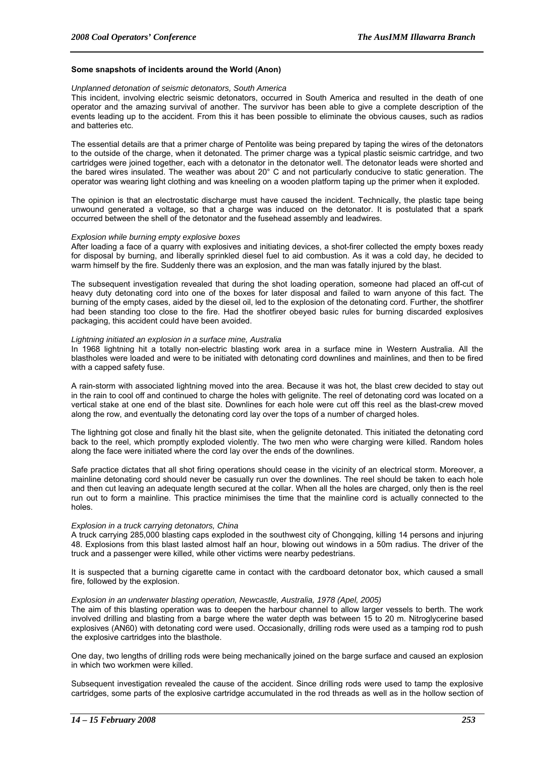**Some snapshots of incidents around the World (Anon)**

*Unplanned detonation of seismic detonators, South America*

This incident, involving electric seismic detonators, occurred in South America and resulted in the death of one operator and the amazing survival of another. The survivor has been able to give a complete description of the events leading up to the accident. From this it has been possible to eliminate the obvious causes, such as radios and batteries etc.

The essential details are that a primer charge of Pentolite was being prepared by taping the wires of the detonators to the outside of the charge, when it detonated. The primer charge was a typical plastic seismic cartridge, and two cartridges were joined together, each with a detonator in the detonator well. The detonator leads were shorted and the bared wires insulated. The weather was about 20° C and not particularly conducive to static generation. The operator was wearing light clothing and was kneeling on a wooden platform taping up the primer when it exploded.

The opinion is that an electrostatic discharge must have caused the incident. Technically, the plastic tape being unwound generated a voltage, so that a charge was induced on the detonator. It is postulated that a spark occurred between the shell of the detonator and the fusehead assembly and leadwires.

*Explosion while burning empty explosive boxes*

After loading a face of a quarry with explosives and initiating devices, a shot-firer collected the empty boxes ready for disposal by burning, and liberally sprinkled diesel fuel to aid combustion. As it was a cold day, he decided to warm himself by the fire. Suddenly there was an explosion, and the man was fatally injured by the blast.

The subsequent investigation revealed that during the shot loading operation, someone had placed an off-cut of heavy duty detonating cord into one of the boxes for later disposal and failed to warn anyone of this fact. The burning of the empty cases, aided by the diesel oil, led to the explosion of the detonating cord. Further, the shotfirer had been standing too close to the fire. Had the shotfirer obeyed basic rules for burning discarded explosives packaging, this accident could have been avoided.

*Lightning initiated an explosion in a surface mine, Australia*

In 1968 lightning hit a totally non-electric blasting work area in a surface mine in Western Australia. All the blastholes were loaded and were to be initiated with detonating cord downlines and mainlines, and then to be fired with a capped safety fuse.

A rain-storm with associated lightning moved into the area. Because it was hot, the blast crew decided to stay out in the rain to cool off and continued to charge the holes with gelignite. The reel of detonating cord was located on a vertical stake at one end of the blast site. Downlines for each hole were cut off this reel as the blast-crew moved along the row, and eventually the detonating cord lay over the tops of a number of charged holes.

The lightning got close and finally hit the blast site, when the gelignite detonated. This initiated the detonating cord back to the reel, which promptly exploded violently. The two men who were charging were killed. Random holes along the face were initiated where the cord lay over the ends of the downlines.

Safe practice dictates that all shot firing operations should cease in the vicinity of an electrical storm. Moreover, a mainline detonating cord should never be casually run over the downlines. The reel should be taken to each hole and then cut leaving an adequate length secured at the collar. When all the holes are charged, only then is the reel run out to form a mainline. This practice minimises the time that the mainline cord is actually connected to the holes.

*Explosion in a truck carrying detonators, China*

A truck carrying 285,000 blasting caps exploded in the southwest city of Chongqing, killing 14 persons and injuring 48. Explosions from this blast lasted almost half an hour, blowing out windows in a 50m radius. The driver of the truck and a passenger were killed, while other victims were nearby pedestrians.

It is suspected that a burning cigarette came in contact with the cardboard detonator box, which caused a small fire, followed by the explosion.

*Explosion in an underwater blasting operation, Newcastle, Australia, 1978 (Apel, 2005)*

The aim of this blasting operation was to deepen the harbour channel to allow larger vessels to berth. The work involved drilling and blasting from a barge where the water depth was between 15 to 20 m. Nitroglycerine based explosives (AN60) with detonating cord were used. Occasionally, drilling rods were used as a tamping rod to push the explosive cartridges into the blasthole.

One day, two lengths of drilling rods were being mechanically joined on the barge surface and caused an explosion in which two workmen were killed.

Subsequent investigation revealed the cause of the accident. Since drilling rods were used to tamp the explosive cartridges, some parts of the explosive cartridge accumulated in the rod threads as well as in the hollow section of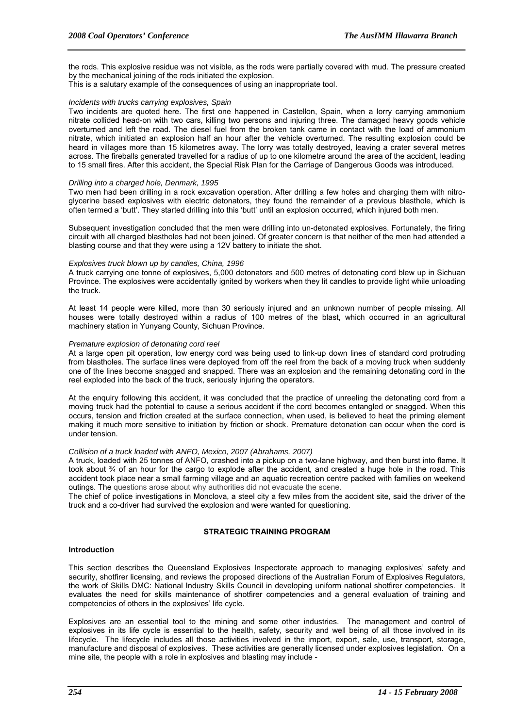the rods. This explosive residue was not visible, as the rods were partially covered with mud. The pressure created by the mechanical joining of the rods initiated the explosion.

This is a salutary example of the consequences of using an inappropriate tool.

*Incidents with trucks carrying explosives, Spain*

Two incidents are quoted here. The first one happened in Castellon, Spain, when a lorry carrying ammonium nitrate collided head-on with two cars, killing two persons and injuring three. The damaged heavy goods vehicle overturned and left the road. The diesel fuel from the broken tank came in contact with the load of ammonium nitrate, which initiated an explosion half an hour after the vehicle overturned. The resulting explosion could be heard in villages more than 15 kilometres away. The lorry was totally destroyed, leaving a crater several metres across. The fireballs generated travelled for a radius of up to one kilometre around the area of the accident, leading to 15 small fires. After this accident, the Special Risk Plan for the Carriage of Dangerous Goods was introduced.

*Drilling into a charged hole, Denmark, 1995*

Two men had been drilling in a rock excavation operation. After drilling a few holes and charging them with nitro-glycerine based explosives with electric detonators, they found the remainder of a previous blasthole, which is often termed a 'butt'. They started drilling into this 'butt' until an explosion occurred, which injured both men.

Subsequent investigation concluded that the men were drilling into un-detonated explosives. Fortunately, the firing circuit with all charged blastholes had not been joined. Of greater concern is that neither of the men had attended a blasting course and that they were using a 12V battery to initiate the shot.

*Explosives truck blown up by candles, China, 1996*

A truck carrying one tonne of explosives, 5,000 detonators and 500 metres of detonating cord blew up in Sichuan Province. The explosives were accidentally ignited by workers when they lit candles to provide light while unloading the truck.

At least 14 people were killed, more than 30 seriously injured and an unknown number of people missing. All houses were totally destroyed within a radius of 100 metres of the blast, which occurred in an agricultural machinery station in Yunyang County, Sichuan Province.

*Premature explosion of detonating cord reel*

At a large open pit operation, low energy cord was being used to link-up down lines of standard cord protruding from blastholes. The surface lines were deployed from off the reel from the back of a moving truck when suddenly one of the lines become snagged and snapped. There was an explosion and the remaining detonating cord in the reel exploded into the back of the truck, seriously injuring the operators.

At the enquiry following this accident, it was concluded that the practice of unreeling the detonating cord from a moving truck had the potential to cause a serious accident if the cord becomes entangled or snagged. When this occurs, tension and friction created at the surface connection, when used, is believed to heat the priming element making it much more sensitive to initiation by friction or shock. Premature detonation can occur when the cord is under tension.

*Collision of a truck loaded with ANFO, Mexico, 2007 (Abrahams, 2007)*

A truck, loaded with 25 tonnes of ANFO, crashed into a pickup on a two-lane highway, and then burst into flame. It took about ¾ of an hour for the cargo to explode after the accident, and created a huge hole in the road. This accident took place near a small farming village and an aquatic recreation centre packed with families on weekend outings. The questions arose about why authorities did not evacuate the scene.

The chief of police investigations in Monclova, a steel city a few miles from the accident site, said the driver of the truck and a co-driver had survived the explosion and were wanted for questioning.

## STRATEGIC TRAINING PROGRAM

### Introduction

This section describes the Queensland Explosives Inspectorate approach to managing explosives' safety and security, shotfirer licensing, and reviews the proposed directions of the Australian Forum of Explosives Regulators, the work of Skills DMC: National Industry Skills Council in developing uniform national shotfirer competencies. It evaluates the need for skills maintenance of shotfirer competencies and a general evaluation of training and competencies of others in the explosives' life cycle.

Explosives are an essential tool to the mining and some other industries. The management and control of explosives in its life cycle is essential to the health, safety, security and well being of all those involved in its lifecycle. The lifecycle includes all those activities involved in the import, export, sale, use, transport, storage, manufacture and disposal of explosives. These activities are generally licensed under explosives legislation. On a mine site, the people with a role in explosives and blasting may include -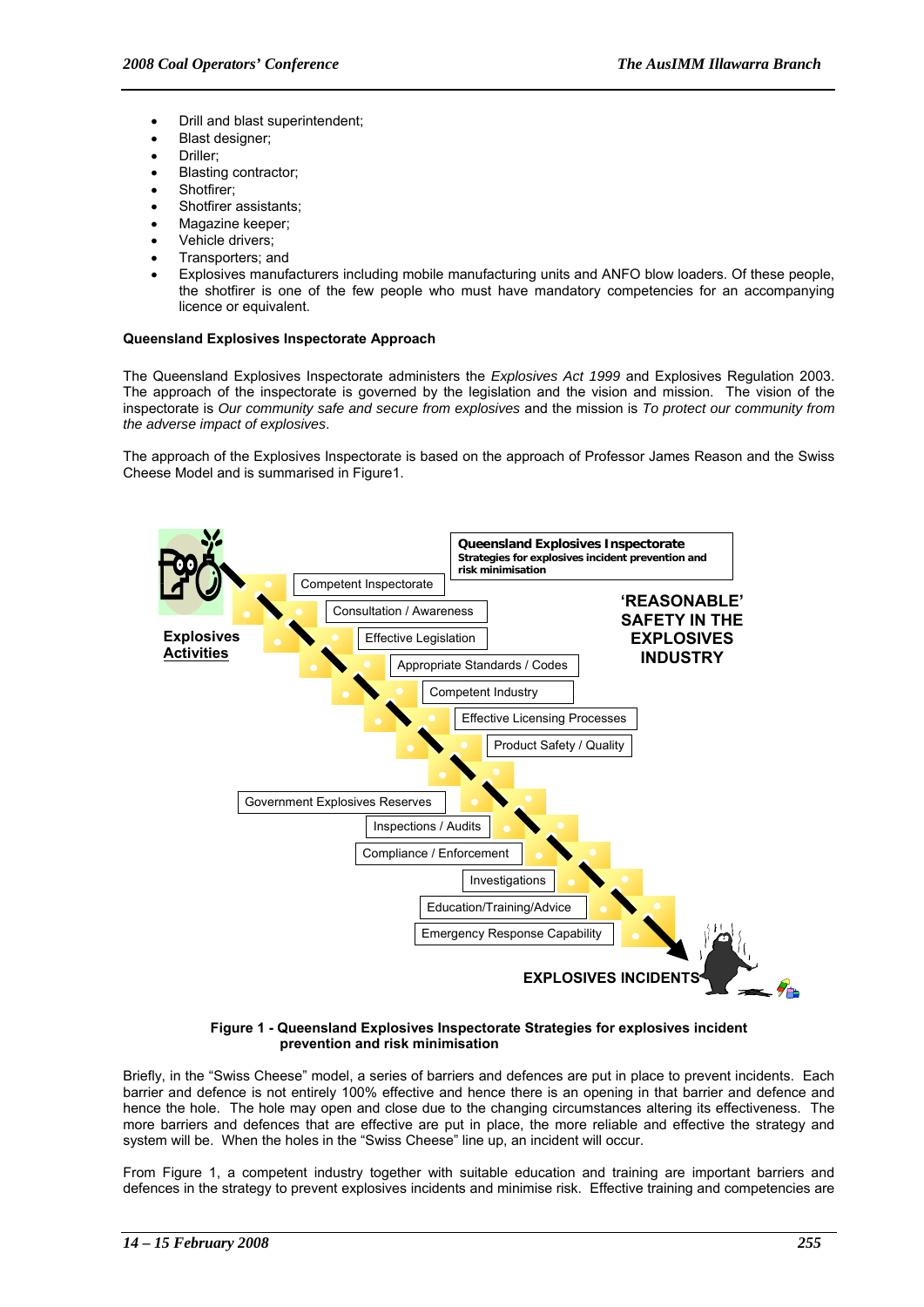- Drill and blast superintendent;
- Blast designer;
- Driller;
- Blasting contractor;
- Shotfirer;
- Shotfirer assistants;
- Magazine keeper;
- Vehicle drivers;
- Transporters; and
- Explosives manufacturers including mobile manufacturing units and ANFO blow loaders. Of these people, the shotfirer is one of the few people who must have mandatory competencies for an accompanying licence or equivalent.

**Queensland Explosives Inspectorate Approach**

The Queensland Explosives Inspectorate administers the *Explosives Act 1999* and Explosives Regulation 2003. The approach of the inspectorate is governed by the legislation and the vision and mission. The vision of the inspectorate is *Our community safe and secure from explosives* and the mission is *To protect our community from the adverse impact of explosives*.

The approach of the Explosives Inspectorate is based on the approach of Professor James Reason and the Swiss Cheese Model and is summarised in Figure1.

**Figure 1 - Queensland Explosives Inspectorate Strategies for explosives incident prevention and risk minimisation**

Briefly, in the "Swiss Cheese" model, a series of barriers and defences are put in place to prevent incidents. Each barrier and defence is not entirely 100% effective and hence there is an opening in that barrier and defence and hence the hole. The hole may open and close due to the changing circumstances altering its effectiveness. The more barriers and defences that are effective are put in place, the more reliable and effective the strategy and system will be. When the holes in the "Swiss Cheese" line up, an incident will occur.

From Figure 1, a competent industry together with suitable education and training are important barriers and defences in the strategy to prevent explosives incidents and minimise risk. Effective training and competencies are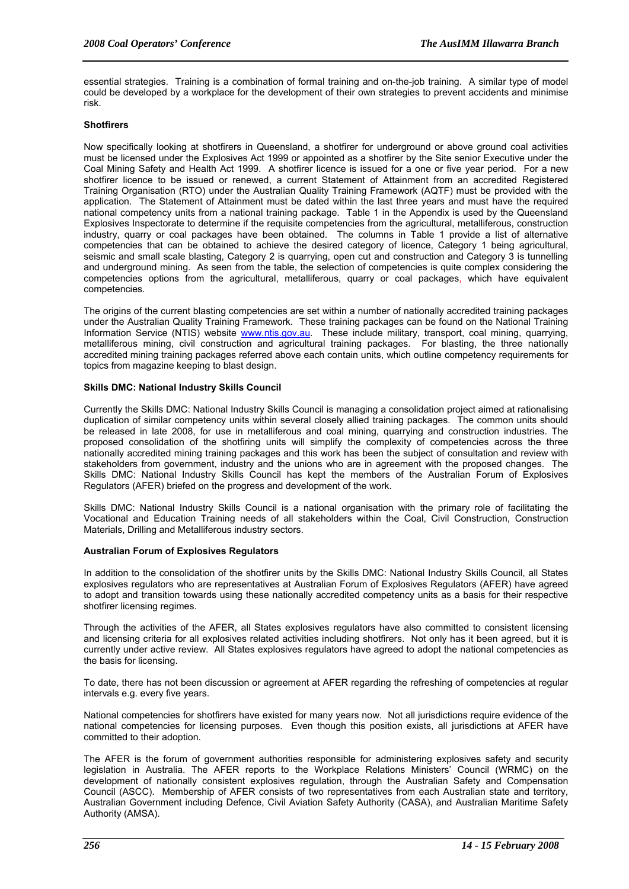essential strategies. Training is a combination of formal training and on-the-job training. A similar type of model could be developed by a workplace for the development of their own strategies to prevent accidents and minimise risk.

### Shotfirers

Now specifically looking at shotfirers in Queensland, a shotfirer for underground or above ground coal activities must be licensed under the Explosives Act 1999 or appointed as a shotfirer by the Site senior Executive under the Coal Mining Safety and Health Act 1999. A shotfirer licence is issued for a one or five year period. For a new shotfirer licence to be issued or renewed, a current Statement of Attainment from an accredited Registered Training Organisation (RTO) under the Australian Quality Training Framework (AQTF) must be provided with the application. The Statement of Attainment must be dated within the last three years and must have the required national competency units from a national training package. Table 1 in the Appendix is used by the Queensland Explosives Inspectorate to determine if the requisite competencies from the agricultural, metalliferous, construction industry, quarry or coal packages have been obtained. The columns in Table 1 provide a list of alternative competencies that can be obtained to achieve the desired category of licence, Category 1 being agricultural, seismic and small scale blasting, Category 2 is quarrying, open cut and construction and Category 3 is tunnelling and underground mining. As seen from the table, the selection of competencies is quite complex considering the competencies options from the agricultural, metalliferous, quarry or coal packages, which have equivalent competencies.

The origins of the current blasting competencies are set within a number of nationally accredited training packages under the Australian Quality Training Framework. These training packages can be found on the National Training Information Service (NTIS) website www.ntis.gov.au. These include military, transport, coal mining, quarrying, metalliferous mining, civil construction and agricultural training packages. For blasting, the three nationally accredited mining training packages referred above each contain units, which outline competency requirements for topics from magazine keeping to blast design.

### Skills DMC: National Industry Skills Council

Currently the Skills DMC: National Industry Skills Council is managing a consolidation project aimed at rationalising duplication of similar competency units within several closely allied training packages. The common units should be released in late 2008, for use in metalliferous and coal mining, quarrying and construction industries. The proposed consolidation of the shotfiring units will simplify the complexity of competencies across the three nationally accredited mining training packages and this work has been the subject of consultation and review with stakeholders from government, industry and the unions who are in agreement with the proposed changes. The Skills DMC: National Industry Skills Council has kept the members of the Australian Forum of Explosives Regulators (AFER) briefed on the progress and development of the work.

Skills DMC: National Industry Skills Council is a national organisation with the primary role of facilitating the Vocational and Education Training needs of all stakeholders within the Coal, Civil Construction, Construction Materials, Drilling and Metalliferous industry sectors.

### Australian Forum of Explosives Regulators

In addition to the consolidation of the shotfirer units by the Skills DMC: National Industry Skills Council, all States explosives regulators who are representatives at Australian Forum of Explosives Regulators (AFER) have agreed to adopt and transition towards using these nationally accredited competency units as a basis for their respective shotfirer licensing regimes.

Through the activities of the AFER, all States explosives regulators have also committed to consistent licensing and licensing criteria for all explosives related activities including shotfirers. Not only has it been agreed, but it is currently under active review. All States explosives regulators have agreed to adopt the national competencies as the basis for licensing.

To date, there has not been discussion or agreement at AFER regarding the refreshing of competencies at regular intervals e.g. every five years.

National competencies for shotfirers have existed for many years now. Not all jurisdictions require evidence of the national competencies for licensing purposes. Even though this position exists, all jurisdictions at AFER have committed to their adoption.

The AFER is the forum of government authorities responsible for administering explosives safety and security legislation in Australia. The AFER reports to the Workplace Relations Ministers' Council (WRMC) on the development of nationally consistent explosives regulation, through the Australian Safety and Compensation Council (ASCC). Membership of AFER consists of two representatives from each Australian state and territory, Australian Government including Defence, Civil Aviation Safety Authority (CASA), and Australian Maritime Safety Authority (AMSA).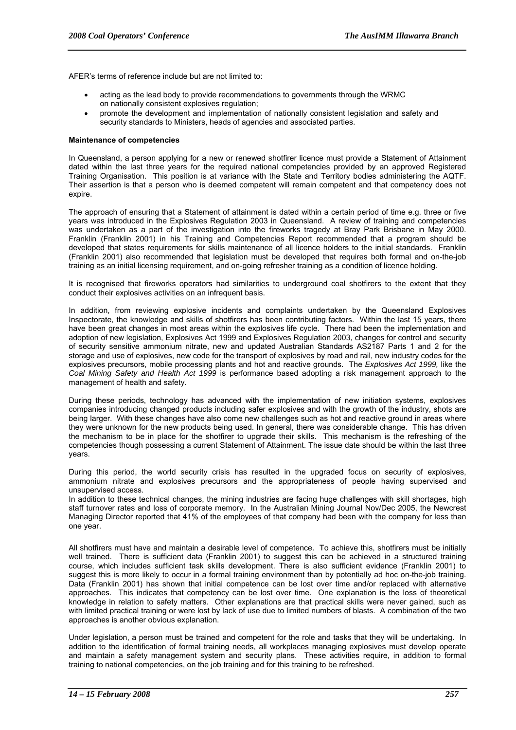AFER's terms of reference include but are not limited to:

- acting as the lead body to provide recommendations to governments through the WRMC on nationally consistent explosives regulation;
- promote the development and implementation of nationally consistent legislation and safety and security standards to Ministers, heads of agencies and associated parties.

**Maintenance of competencies**

In Queensland, a person applying for a new or renewed shotfirer licence must provide a Statement of Attainment dated within the last three years for the required national competencies provided by an approved Registered Training Organisation. This position is at variance with the State and Territory bodies administering the AQTF. Their assertion is that a person who is deemed competent will remain competent and that competency does not expire.

The approach of ensuring that a Statement of attainment is dated within a certain period of time e.g. three or five years was introduced in the Explosives Regulation 2003 in Queensland. A review of training and competencies was undertaken as a part of the investigation into the fireworks tragedy at Bray Park Brisbane in May 2000. Franklin (Franklin 2001) in his Training and Competencies Report recommended that a program should be developed that states requirements for skills maintenance of all licence holders to the initial standards. Franklin (Franklin 2001) also recommended that legislation must be developed that requires both formal and on-the-job training as an initial licensing requirement, and on-going refresher training as a condition of licence holding.

It is recognised that fireworks operators had similarities to underground coal shotfirers to the extent that they conduct their explosives activities on an infrequent basis.

In addition, from reviewing explosive incidents and complaints undertaken by the Queensland Explosives Inspectorate, the knowledge and skills of shotfirers has been contributing factors. Within the last 15 years, there have been great changes in most areas within the explosives life cycle. There had been the implementation and adoption of new legislation, Explosives Act 1999 and Explosives Regulation 2003, changes for control and security of security sensitive ammonium nitrate, new and updated Australian Standards AS2187 Parts 1 and 2 for the storage and use of explosives, new code for the transport of explosives by road and rail, new industry codes for the explosives precursors, mobile processing plants and hot and reactive grounds. The *Explosives Act 1999,* like the *Coal Mining Safety and Health Act 1999* is performance based adopting a risk management approach to the management of health and safety.

During these periods, technology has advanced with the implementation of new initiation systems, explosives companies introducing changed products including safer explosives and with the growth of the industry, shots are being larger. With these changes have also come new challenges such as hot and reactive ground in areas where they were unknown for the new products being used. In general, there was considerable change. This has driven the mechanism to be in place for the shotfirer to upgrade their skills. This mechanism is the refreshing of the competencies though possessing a current Statement of Attainment. The issue date should be within the last three years.

During this period, the world security crisis has resulted in the upgraded focus on security of explosives, ammonium nitrate and explosives precursors and the appropriateness of people having supervised and unsupervised access.

In addition to these technical changes, the mining industries are facing huge challenges with skill shortages, high staff turnover rates and loss of corporate memory. In the Australian Mining Journal Nov/Dec 2005, the Newcrest Managing Director reported that 41% of the employees of that company had been with the company for less than one year.

All shotfirers must have and maintain a desirable level of competence. To achieve this, shotfirers must be initially well trained. There is sufficient data (Franklin 2001) to suggest this can be achieved in a structured training course, which includes sufficient task skills development. There is also sufficient evidence (Franklin 2001) to suggest this is more likely to occur in a formal training environment than by potentially ad hoc on-the-job training. Data (Franklin 2001) has shown that initial competence can be lost over time and/or replaced with alternative approaches. This indicates that competency can be lost over time. One explanation is the loss of theoretical knowledge in relation to safety matters. Other explanations are that practical skills were never gained, such as with limited practical training or were lost by lack of use due to limited numbers of blasts. A combination of the two approaches is another obvious explanation.

Under legislation, a person must be trained and competent for the role and tasks that they will be undertaking. In addition to the identification of formal training needs, all workplaces managing explosives must develop operate and maintain a safety management system and security plans. These activities require, in addition to formal training to national competencies, on the job training and for this training to be refreshed.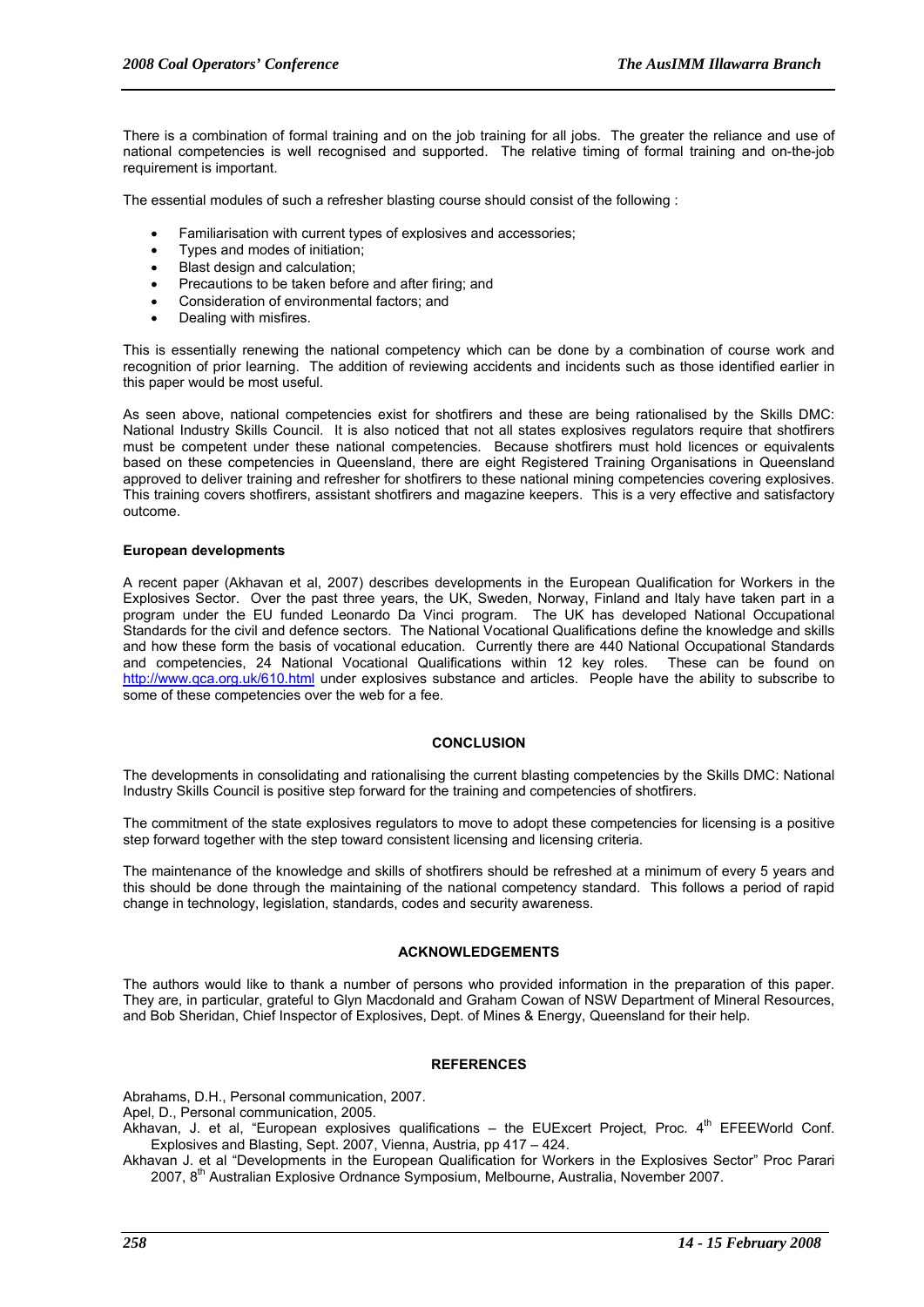There is a combination of formal training and on the job training for all jobs. The greater the reliance and use of national competencies is well recognised and supported. The relative timing of formal training and on-the-job requirement is important.

The essential modules of such a refresher blasting course should consist of the following :

- Familiarisation with current types of explosives and accessories;
- Types and modes of initiation;
- Blast design and calculation;
- Precautions to be taken before and after firing; and
- Consideration of environmental factors; and
- Dealing with misfires.

This is essentially renewing the national competency which can be done by a combination of course work and recognition of prior learning. The addition of reviewing accidents and incidents such as those identified earlier in this paper would be most useful.

As seen above, national competencies exist for shotfirers and these are being rationalised by the Skills DMC: National Industry Skills Council. It is also noticed that not all states explosives regulators require that shotfirers must be competent under these national competencies. Because shotfirers must hold licences or equivalents based on these competencies in Queensland, there are eight Registered Training Organisations in Queensland approved to deliver training and refresher for shotfirers to these national mining competencies covering explosives. This training covers shotfirers, assistant shotfirers and magazine keepers. This is a very effective and satisfactory outcome.

**European developments**

A recent paper (Akhavan et al, 2007) describes developments in the European Qualification for Workers in the Explosives Sector. Over the past three years, the UK, Sweden, Norway, Finland and Italy have taken part in a program under the EU funded Leonardo Da Vinci program. The UK has developed National Occupational Standards for the civil and defence sectors. The National Vocational Qualifications define the knowledge and skills and how these form the basis of vocational education. Currently there are 440 National Occupational Standards and competencies, 24 National Vocational Qualifications within 12 key roles. These can be found on http://www.qca.org.uk/610.html under explosives substance and articles. People have the ability to subscribe to some of these competencies over the web for a fee.

## CONCLUSION

The developments in consolidating and rationalising the current blasting competencies by the Skills DMC: National Industry Skills Council is positive step forward for the training and competencies of shotfirers.

The commitment of the state explosives regulators to move to adopt these competencies for licensing is a positive step forward together with the step toward consistent licensing and licensing criteria.

The maintenance of the knowledge and skills of shotfirers should be refreshed at a minimum of every 5 years and this should be done through the maintaining of the national competency standard. This follows a period of rapid change in technology, legislation, standards, codes and security awareness.

## ACKNOWLEDGEMENTS

The authors would like to thank a number of persons who provided information in the preparation of this paper. They are, in particular, grateful to Glyn Macdonald and Graham Cowan of NSW Department of Mineral Resources, and Bob Sheridan, Chief Inspector of Explosives, Dept. of Mines & Energy, Queensland for their help.

## REFERENCES

Abrahams, D.H., Personal communication, 2007.

Apel, D., Personal communication, 2005.

Akhavan, J. et al, "European explosives qualifications – the EUExcert Project, Proc. 4th EFEEWorld Conf. Explosives and Blasting, Sept. 2007, Vienna, Austria, pp 417 – 424.

Akhavan J. et al "Developments in the European Qualification for Workers in the Explosives Sector" Proc Parari 2007, 8th Australian Explosive Ordnance Symposium, Melbourne, Australia, November 2007.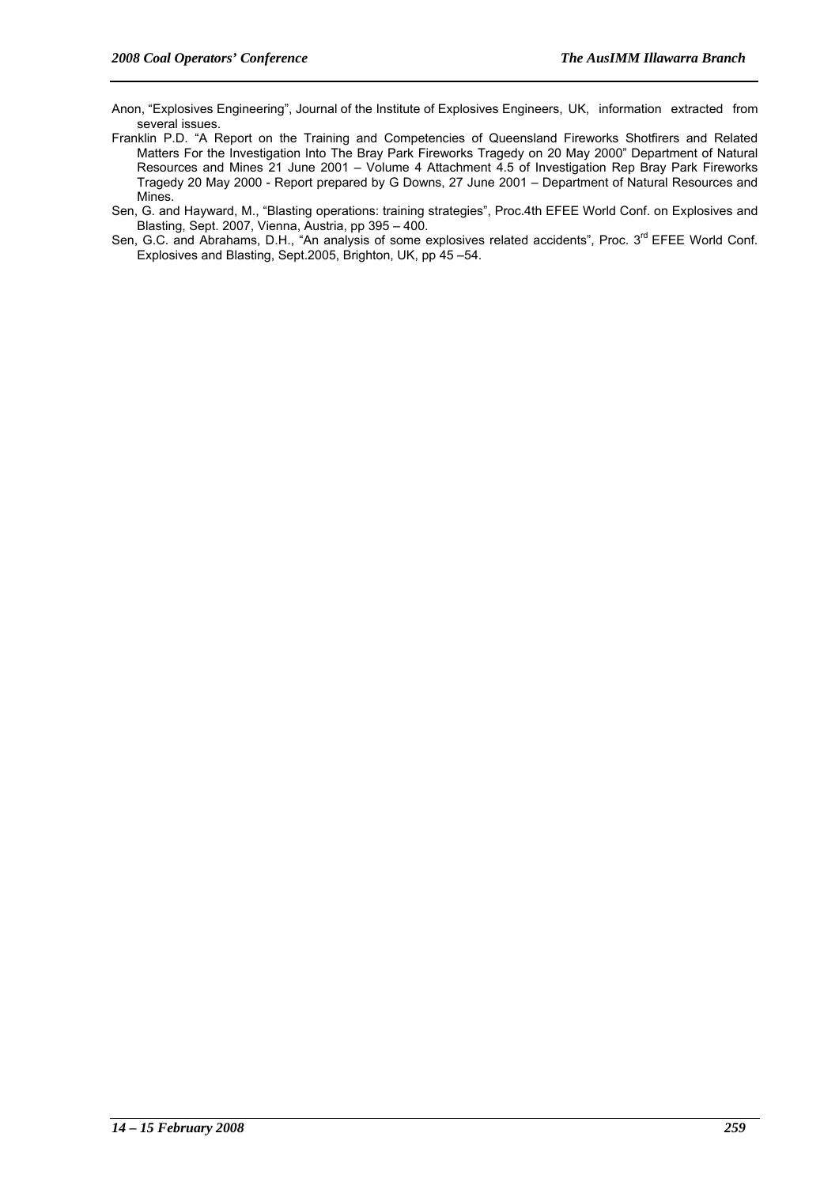Anon, "Explosives Engineering", Journal of the Institute of Explosives Engineers, UK, information extracted from several issues.

Franklin P.D. "A Report on the Training and Competencies of Queensland Fireworks Shotfirers and Related Matters For the Investigation Into The Bray Park Fireworks Tragedy on 20 May 2000" Department of Natural Resources and Mines 21 June 2001 – Volume 4 Attachment 4.5 of Investigation Rep Bray Park Fireworks Tragedy 20 May 2000 - Report prepared by G Downs, 27 June 2001 – Department of Natural Resources and Mines.

Sen, G. and Hayward, M., "Blasting operations: training strategies", Proc.4th EFEE World Conf. on Explosives and Blasting, Sept. 2007, Vienna, Austria, pp 395 – 400.

Sen, G.C. and Abrahams, D.H., "An analysis of some explosives related accidents", Proc. 3rd EFEE World Conf. Explosives and Blasting, Sept.2005, Brighton, UK, pp 45 –54.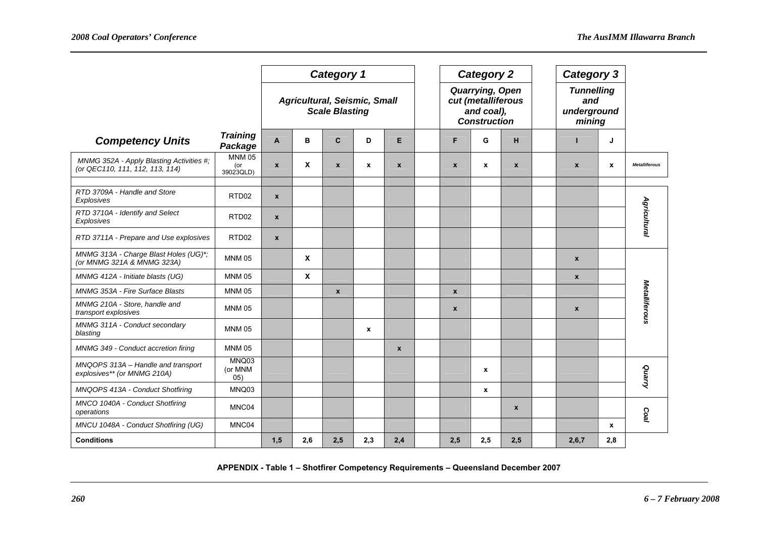| Competency Units | Training Package | Category 1 Agricultural, Seismic, Small Scale Blasting | | | | | Category 2 Quarrying, Open cut (metalliferous and coal), Construction | | | Category 3 Tunnelling and underground mining | | |
|---|---|---|---|---|---|---|---|---|---|---|---|---|
| | | A | B | C | D | E | F | G | H | I | J | |
| MNMG 352A - Apply Blasting Activities #; (or QEC110, 111, 112, 113, 114) | MNM 05 (or 39023QLD) | x | X | x | x | x | x | x | x | x | x | Metalliferous |
| RTD 3709A - Handle and Store Explosives | RTD02 | x | | | | | | | | | | Agricultural |
| RTD 3710A - Identify and Select Explosives | RTD02 | x | | | | | | | | | | Agricultural |
| RTD 3711A - Prepare and Use explosives | RTD02 | x | | | | | | | | | | Agricultural |
| MNMG 313A - Charge Blast Holes (UG)*; (or MNMG 321A & MNMG 323A) | MNM 05 | | X | | | | | | | x | | Metalliferous |
| MNMG 412A - Initiate blasts (UG) | MNM 05 | | X | | | | | | | x | | Metalliferous |
| MNMG 353A - Fire Surface Blasts | MNM 05 | | | x | | | x | | | | | Metalliferous |
| MNMG 210A - Store, handle and transport explosives | MNM 05 | | | | | | x | | | x | | Metalliferous |
| MNMG 311A - Conduct secondary blasting | MNM 05 | | | | x | | | | | | | Metalliferous |
| MNMG 349 - Conduct accretion firing | MNM 05 | | | | | x | | | | | | Metalliferous |
| MNQOPS 313A – Handle and transport explosives** (or MNMG 210A) | MNQ03 (or MNM 05) | | | | | | | x | | | | Quarry |
| MNQOPS 413A - Conduct Shotfiring | MNQ03 | | | | | | | x | | | | Quarry |
| MNCO 1040A - Conduct Shotfiring operations | MNC04 | | | | | | | | x | | | Coal |
| MNCU 1048A - Conduct Shotfiring (UG) | MNC04 | | | | | | | | | | x | Coal |
| **Conditions** | | 1,5 | 2,6 | 2,5 | 2,3 | 2,4 | 2,5 | 2,5 | 2,5 | 2,6,7 | 2,8 | |

**APPENDIX - Table 1 – Shotfirer Competency Requirements – Queensland December 2007**